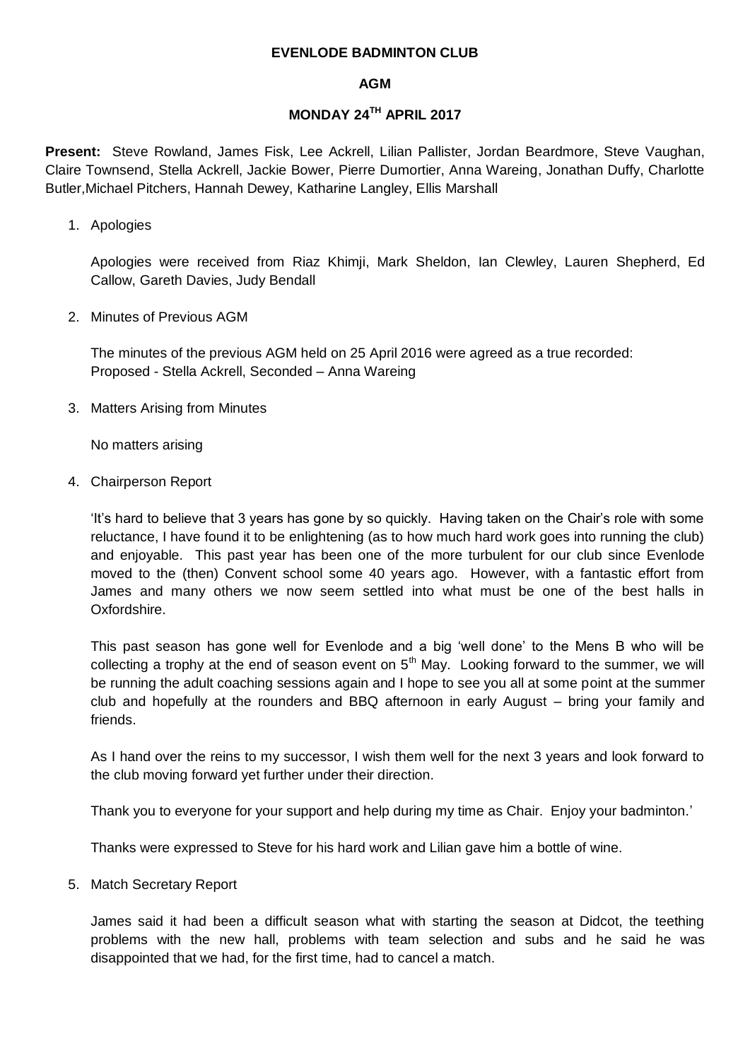**EVENLODE BADMINTON CLUB**

**AGM**

**MONDAY 24TH APRIL 2017**

**Present:** Steve Rowland, James Fisk, Lee Ackrell, Lilian Pallister, Jordan Beardmore, Steve Vaughan, Claire Townsend, Stella Ackrell, Jackie Bower, Pierre Dumortier, Anna Wareing, Jonathan Duffy, Charlotte Butler,Michael Pitchers, Hannah Dewey, Katharine Langley, Ellis Marshall

1. Apologies

   Apologies were received from Riaz Khimji, Mark Sheldon, Ian Clewley, Lauren Shepherd, Ed Callow, Gareth Davies, Judy Bendall

2. Minutes of Previous AGM

   The minutes of the previous AGM held on 25 April 2016 were agreed as a true recorded:
   Proposed - Stella Ackrell, Seconded – Anna Wareing

3. Matters Arising from Minutes

   No matters arising

4. Chairperson Report

   'It's hard to believe that 3 years has gone by so quickly. Having taken on the Chair's role with some reluctance, I have found it to be enlightening (as to how much hard work goes into running the club) and enjoyable. This past year has been one of the more turbulent for our club since Evenlode moved to the (then) Convent school some 40 years ago. However, with a fantastic effort from James and many others we now seem settled into what must be one of the best halls in Oxfordshire.

   This past season has gone well for Evenlode and a big 'well done' to the Mens B who will be collecting a trophy at the end of season event on 5th May. Looking forward to the summer, we will be running the adult coaching sessions again and I hope to see you all at some point at the summer club and hopefully at the rounders and BBQ afternoon in early August – bring your family and friends.

   As I hand over the reins to my successor, I wish them well for the next 3 years and look forward to the club moving forward yet further under their direction.

   Thank you to everyone for your support and help during my time as Chair. Enjoy your badminton.'

   Thanks were expressed to Steve for his hard work and Lilian gave him a bottle of wine.

5. Match Secretary Report

   James said it had been a difficult season what with starting the season at Didcot, the teething problems with the new hall, problems with team selection and subs and he said he was disappointed that we had, for the first time, had to cancel a match.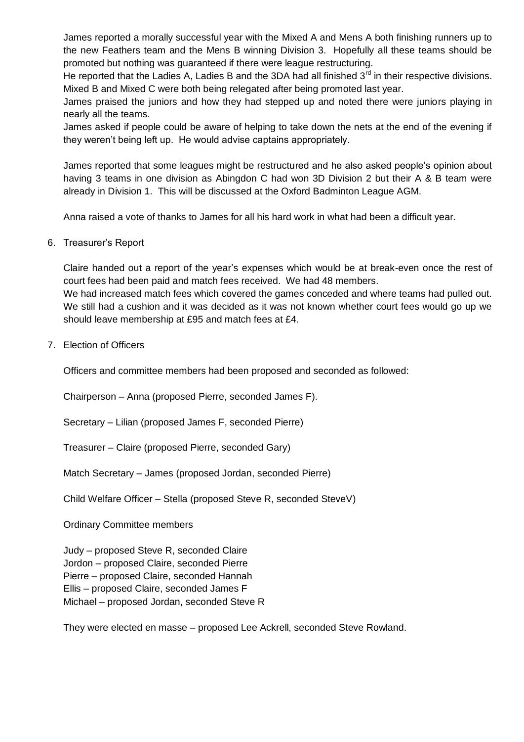James reported a morally successful year with the Mixed A and Mens A both finishing runners up to the new Feathers team and the Mens B winning Division 3. Hopefully all these teams should be promoted but nothing was guaranteed if there were league restructuring.

He reported that the Ladies A, Ladies B and the 3DA had all finished 3rd in their respective divisions. Mixed B and Mixed C were both being relegated after being promoted last year.

James praised the juniors and how they had stepped up and noted there were juniors playing in nearly all the teams.

James asked if people could be aware of helping to take down the nets at the end of the evening if they weren't being left up. He would advise captains appropriately.

James reported that some leagues might be restructured and he also asked people's opinion about having 3 teams in one division as Abingdon C had won 3D Division 2 but their A & B team were already in Division 1. This will be discussed at the Oxford Badminton League AGM.

Anna raised a vote of thanks to James for all his hard work in what had been a difficult year.

6. Treasurer's Report

   Claire handed out a report of the year's expenses which would be at break-even once the rest of court fees had been paid and match fees received. We had 48 members.

   We had increased match fees which covered the games conceded and where teams had pulled out. We still had a cushion and it was decided as it was not known whether court fees would go up we should leave membership at £95 and match fees at £4.

7. Election of Officers

   Officers and committee members had been proposed and seconded as followed:

   Chairperson – Anna (proposed Pierre, seconded James F).

   Secretary – Lilian (proposed James F, seconded Pierre)

   Treasurer – Claire (proposed Pierre, seconded Gary)

   Match Secretary – James (proposed Jordan, seconded Pierre)

   Child Welfare Officer – Stella (proposed Steve R, seconded SteveV)

   Ordinary Committee members

   Judy – proposed Steve R, seconded Claire
   Jordon – proposed Claire, seconded Pierre
   Pierre – proposed Claire, seconded Hannah
   Ellis – proposed Claire, seconded James F
   Michael – proposed Jordan, seconded Steve R

   They were elected en masse – proposed Lee Ackrell, seconded Steve Rowland.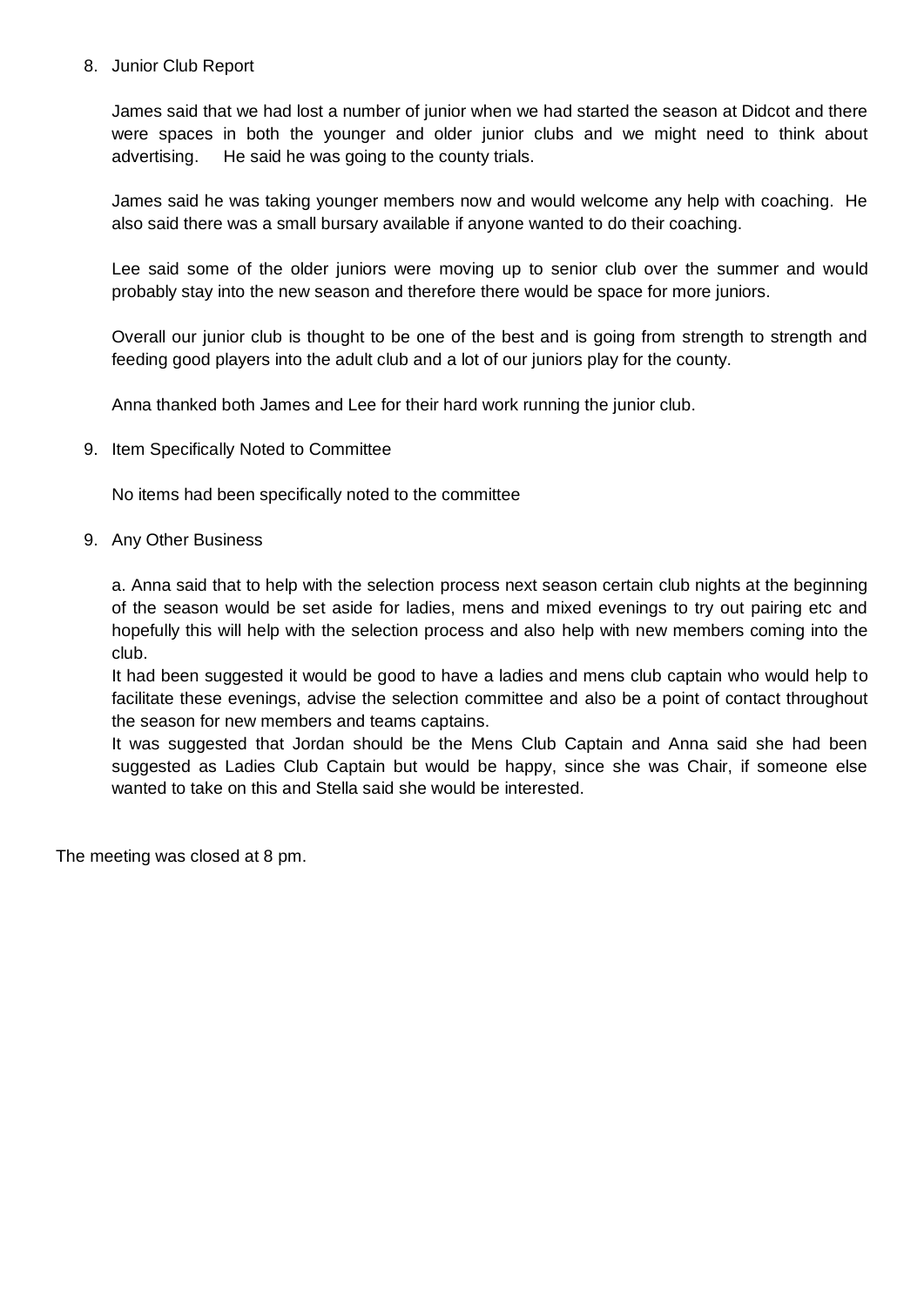8. Junior Club Report

   James said that we had lost a number of junior when we had started the season at Didcot and there were spaces in both the younger and older junior clubs and we might need to think about advertising. He said he was going to the county trials.

   James said he was taking younger members now and would welcome any help with coaching. He also said there was a small bursary available if anyone wanted to do their coaching.

   Lee said some of the older juniors were moving up to senior club over the summer and would probably stay into the new season and therefore there would be space for more juniors.

   Overall our junior club is thought to be one of the best and is going from strength to strength and feeding good players into the adult club and a lot of our juniors play for the county.

   Anna thanked both James and Lee for their hard work running the junior club.

9. Item Specifically Noted to Committee

   No items had been specifically noted to the committee

9. Any Other Business

   a. Anna said that to help with the selection process next season certain club nights at the beginning of the season would be set aside for ladies, mens and mixed evenings to try out pairing etc and hopefully this will help with the selection process and also help with new members coming into the club.
   It had been suggested it would be good to have a ladies and mens club captain who would help to facilitate these evenings, advise the selection committee and also be a point of contact throughout the season for new members and teams captains.
   It was suggested that Jordan should be the Mens Club Captain and Anna said she had been suggested as Ladies Club Captain but would be happy, since she was Chair, if someone else wanted to take on this and Stella said she would be interested.

The meeting was closed at 8 pm.